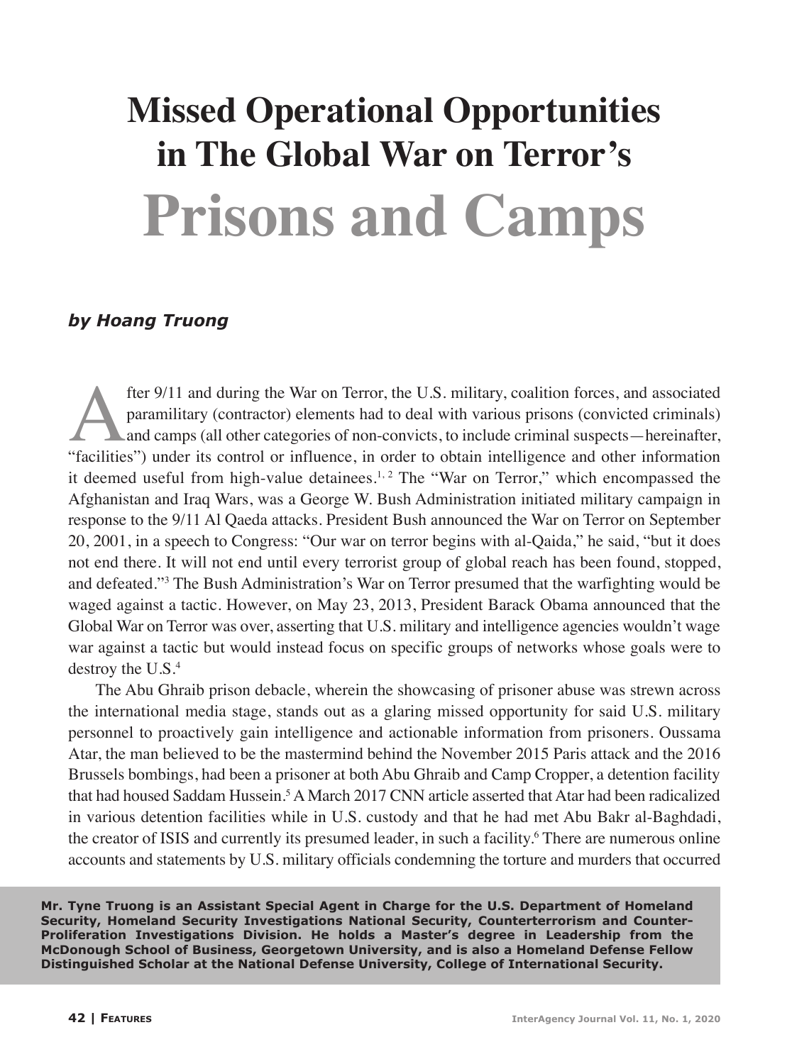# Missed Operational Opportunities in The Global War on Terror's Prisons and Camps

***by Hoang Truong***

After 9/11 and during the War on Terror, the U.S. military, coalition forces, and associated paramilitary (contractor) elements had to deal with various prisons (convicted criminals) and camps (all other categories of non-convicts, to include criminal suspects—hereinafter, "facilities") under its control or influence, in order to obtain intelligence and other information it deemed useful from high-value detainees.[1, 2] The "War on Terror," which encompassed the Afghanistan and Iraq Wars, was a George W. Bush Administration initiated military campaign in response to the 9/11 Al Qaeda attacks. President Bush announced the War on Terror on September 20, 2001, in a speech to Congress: "Our war on terror begins with al-Qaida," he said, "but it does not end there. It will not end until every terrorist group of global reach has been found, stopped, and defeated."[3] The Bush Administration's War on Terror presumed that the warfighting would be waged against a tactic. However, on May 23, 2013, President Barack Obama announced that the Global War on Terror was over, asserting that U.S. military and intelligence agencies wouldn't wage war against a tactic but would instead focus on specific groups of networks whose goals were to destroy the U.S.[4]

The Abu Ghraib prison debacle, wherein the showcasing of prisoner abuse was strewn across the international media stage, stands out as a glaring missed opportunity for said U.S. military personnel to proactively gain intelligence and actionable information from prisoners. Oussama Atar, the man believed to be the mastermind behind the November 2015 Paris attack and the 2016 Brussels bombings, had been a prisoner at both Abu Ghraib and Camp Cropper, a detention facility that had housed Saddam Hussein.[5] A March 2017 CNN article asserted that Atar had been radicalized in various detention facilities while in U.S. custody and that he had met Abu Bakr al-Baghdadi, the creator of ISIS and currently its presumed leader, in such a facility.[6] There are numerous online accounts and statements by U.S. military officials condemning the torture and murders that occurred

**Mr. Tyne Truong is an Assistant Special Agent in Charge for the U.S. Department of Homeland Security, Homeland Security Investigations National Security, Counterterrorism and Counter-Proliferation Investigations Division. He holds a Master's degree in Leadership from the McDonough School of Business, Georgetown University, and is also a Homeland Defense Fellow Distinguished Scholar at the National Defense University, College of International Security.**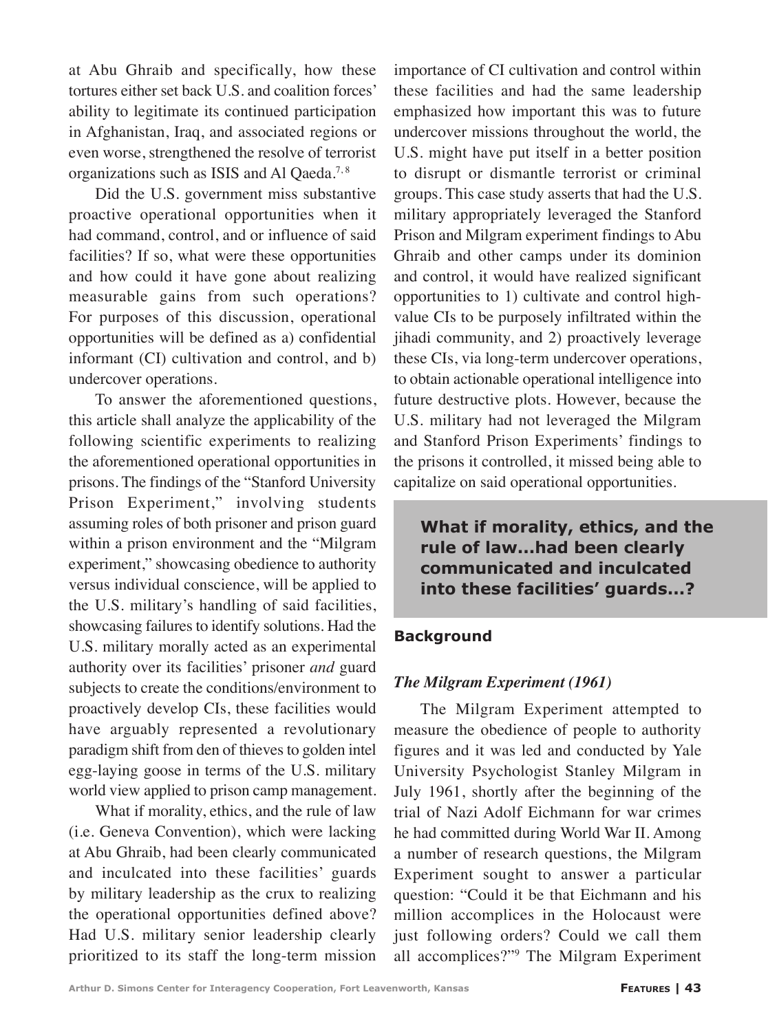at Abu Ghraib and specifically, how these tortures either set back U.S. and coalition forces' ability to legitimate its continued participation in Afghanistan, Iraq, and associated regions or even worse, strengthened the resolve of terrorist organizations such as ISIS and Al Qaeda.[7,8]

Did the U.S. government miss substantive proactive operational opportunities when it had command, control, and or influence of said facilities? If so, what were these opportunities and how could it have gone about realizing measurable gains from such operations? For purposes of this discussion, operational opportunities will be defined as a) confidential informant (CI) cultivation and control, and b) undercover operations.

To answer the aforementioned questions, this article shall analyze the applicability of the following scientific experiments to realizing the aforementioned operational opportunities in prisons. The findings of the "Stanford University Prison Experiment," involving students assuming roles of both prisoner and prison guard within a prison environment and the "Milgram experiment," showcasing obedience to authority versus individual conscience, will be applied to the U.S. military's handling of said facilities, showcasing failures to identify solutions. Had the U.S. military morally acted as an experimental authority over its facilities' prisoner *and* guard subjects to create the conditions/environment to proactively develop CIs, these facilities would have arguably represented a revolutionary paradigm shift from den of thieves to golden intel egg-laying goose in terms of the U.S. military world view applied to prison camp management.

What if morality, ethics, and the rule of law (i.e. Geneva Convention), which were lacking at Abu Ghraib, had been clearly communicated and inculcated into these facilities' guards by military leadership as the crux to realizing the operational opportunities defined above? Had U.S. military senior leadership clearly prioritized to its staff the long-term mission importance of CI cultivation and control within these facilities and had the same leadership emphasized how important this was to future undercover missions throughout the world, the U.S. might have put itself in a better position to disrupt or dismantle terrorist or criminal groups. This case study asserts that had the U.S. military appropriately leveraged the Stanford Prison and Milgram experiment findings to Abu Ghraib and other camps under its dominion and control, it would have realized significant opportunities to 1) cultivate and control high-value CIs to be purposely infiltrated within the jihadi community, and 2) proactively leverage these CIs, via long-term undercover operations, to obtain actionable operational intelligence into future destructive plots. However, because the U.S. military had not leveraged the Milgram and Stanford Prison Experiments' findings to the prisons it controlled, it missed being able to capitalize on said operational opportunities.

> **What if morality, ethics, and the rule of law...had been clearly communicated and inculcated into these facilities' guards...?**

## Background

### *The Milgram Experiment (1961)*

The Milgram Experiment attempted to measure the obedience of people to authority figures and it was led and conducted by Yale University Psychologist Stanley Milgram in July 1961, shortly after the beginning of the trial of Nazi Adolf Eichmann for war crimes he had committed during World War II. Among a number of research questions, the Milgram Experiment sought to answer a particular question: "Could it be that Eichmann and his million accomplices in the Holocaust were just following orders? Could we call them all accomplices?"[9] The Milgram Experiment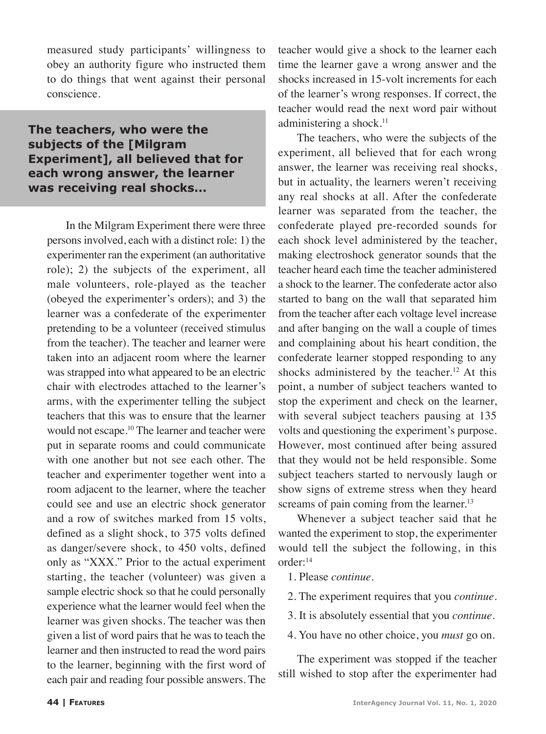measured study participants' willingness to obey an authority figure who instructed them to do things that went against their personal conscience.

> **The teachers, who were the subjects of the [Milgram Experiment], all believed that for each wrong answer, the learner was receiving real shocks...**

In the Milgram Experiment there were three persons involved, each with a distinct role: 1) the experimenter ran the experiment (an authoritative role); 2) the subjects of the experiment, all male volunteers, role-played as the teacher (obeyed the experimenter's orders); and 3) the learner was a confederate of the experimenter pretending to be a volunteer (received stimulus from the teacher). The teacher and learner were taken into an adjacent room where the learner was strapped into what appeared to be an electric chair with electrodes attached to the learner's arms, with the experimenter telling the subject teachers that this was to ensure that the learner would not escape.[10] The learner and teacher were put in separate rooms and could communicate with one another but not see each other. The teacher and experimenter together went into a room adjacent to the learner, where the teacher could see and use an electric shock generator and a row of switches marked from 15 volts, defined as a slight shock, to 375 volts defined as danger/severe shock, to 450 volts, defined only as "XXX." Prior to the actual experiment starting, the teacher (volunteer) was given a sample electric shock so that he could personally experience what the learner would feel when the learner was given shocks. The teacher was then given a list of word pairs that he was to teach the learner and then instructed to read the word pairs to the learner, beginning with the first word of each pair and reading four possible answers. The teacher would give a shock to the learner each time the learner gave a wrong answer and the shocks increased in 15-volt increments for each of the learner's wrong responses. If correct, the teacher would read the next word pair without administering a shock.[11]

The teachers, who were the subjects of the experiment, all believed that for each wrong answer, the learner was receiving real shocks, but in actuality, the learners weren't receiving any real shocks at all. After the confederate learner was separated from the teacher, the confederate played pre-recorded sounds for each shock level administered by the teacher, making electroshock generator sounds that the teacher heard each time the teacher administered a shock to the learner. The confederate actor also started to bang on the wall that separated him from the teacher after each voltage level increase and after banging on the wall a couple of times and complaining about his heart condition, the confederate learner stopped responding to any shocks administered by the teacher.[12] At this point, a number of subject teachers wanted to stop the experiment and check on the learner, with several subject teachers pausing at 135 volts and questioning the experiment's purpose. However, most continued after being assured that they would not be held responsible. Some subject teachers started to nervously laugh or show signs of extreme stress when they heard screams of pain coming from the learner.[13]

Whenever a subject teacher said that he wanted the experiment to stop, the experimenter would tell the subject the following, in this order:[14]

1. Please *continue*.
2. The experiment requires that you *continue*.
3. It is absolutely essential that you *continue*.
4. You have no other choice, you *must* go on.

The experiment was stopped if the teacher still wished to stop after the experimenter had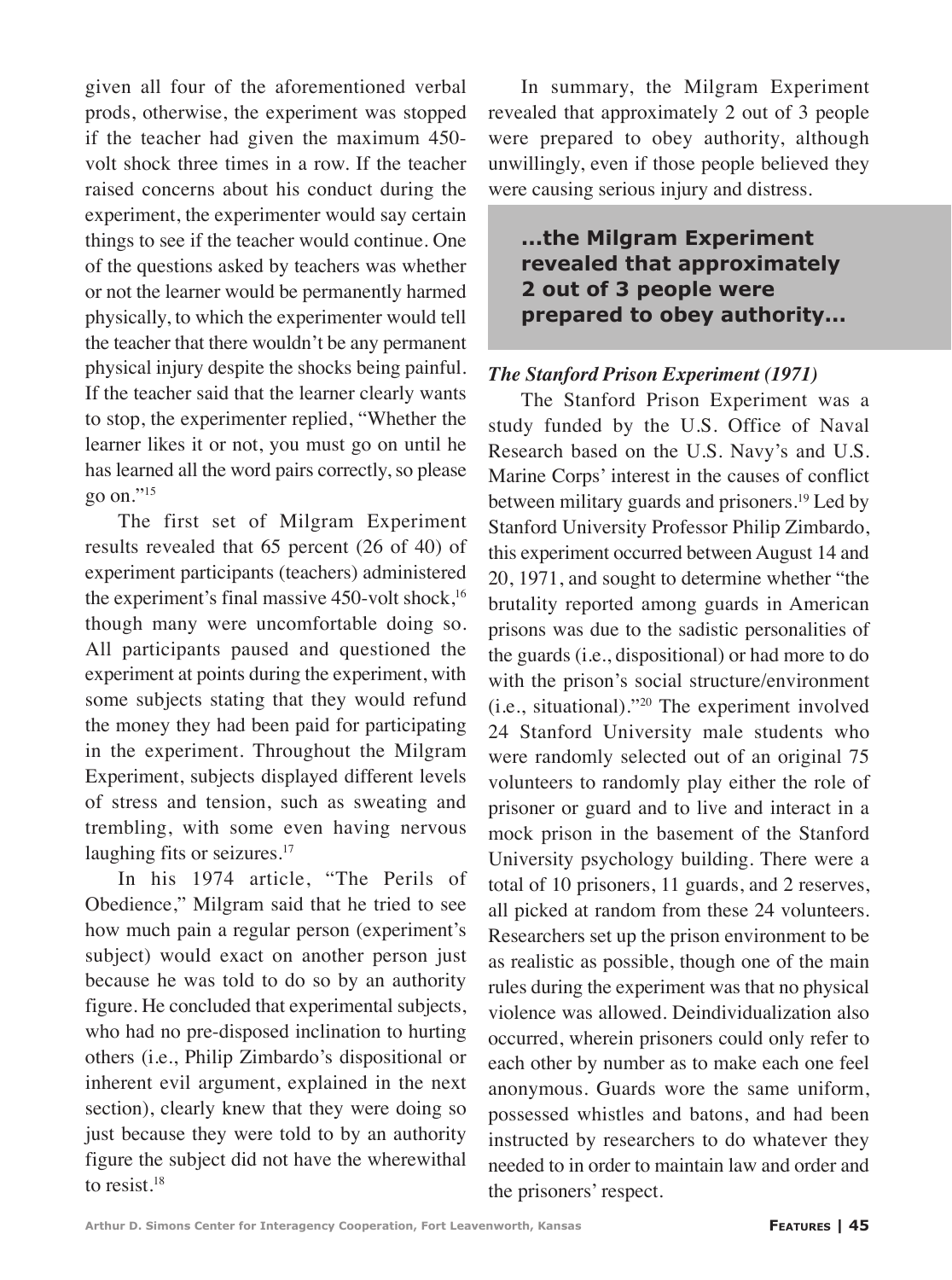given all four of the aforementioned verbal prods, otherwise, the experiment was stopped if the teacher had given the maximum 450-volt shock three times in a row. If the teacher raised concerns about his conduct during the experiment, the experimenter would say certain things to see if the teacher would continue. One of the questions asked by teachers was whether or not the learner would be permanently harmed physically, to which the experimenter would tell the teacher that there wouldn't be any permanent physical injury despite the shocks being painful. If the teacher said that the learner clearly wants to stop, the experimenter replied, "Whether the learner likes it or not, you must go on until he has learned all the word pairs correctly, so please go on."[15]

The first set of Milgram Experiment results revealed that 65 percent (26 of 40) of experiment participants (teachers) administered the experiment's final massive 450-volt shock,[16] though many were uncomfortable doing so. All participants paused and questioned the experiment at points during the experiment, with some subjects stating that they would refund the money they had been paid for participating in the experiment. Throughout the Milgram Experiment, subjects displayed different levels of stress and tension, such as sweating and trembling, with some even having nervous laughing fits or seizures.[17]

In his 1974 article, "The Perils of Obedience," Milgram said that he tried to see how much pain a regular person (experiment's subject) would exact on another person just because he was told to do so by an authority figure. He concluded that experimental subjects, who had no pre-disposed inclination to hurting others (i.e., Philip Zimbardo's dispositional or inherent evil argument, explained in the next section), clearly knew that they were doing so just because they were told to by an authority figure the subject did not have the wherewithal to resist.[18]

In summary, the Milgram Experiment revealed that approximately 2 out of 3 people were prepared to obey authority, although unwillingly, even if those people believed they were causing serious injury and distress.

> **...the Milgram Experiment revealed that approximately 2 out of 3 people were prepared to obey authority...**

***The Stanford Prison Experiment (1971)***

The Stanford Prison Experiment was a study funded by the U.S. Office of Naval Research based on the U.S. Navy's and U.S. Marine Corps' interest in the causes of conflict between military guards and prisoners.[19] Led by Stanford University Professor Philip Zimbardo, this experiment occurred between August 14 and 20, 1971, and sought to determine whether "the brutality reported among guards in American prisons was due to the sadistic personalities of the guards (i.e., dispositional) or had more to do with the prison's social structure/environment (i.e., situational)."[20] The experiment involved 24 Stanford University male students who were randomly selected out of an original 75 volunteers to randomly play either the role of prisoner or guard and to live and interact in a mock prison in the basement of the Stanford University psychology building. There were a total of 10 prisoners, 11 guards, and 2 reserves, all picked at random from these 24 volunteers. Researchers set up the prison environment to be as realistic as possible, though one of the main rules during the experiment was that no physical violence was allowed. Deindividualization also occurred, wherein prisoners could only refer to each other by number as to make each one feel anonymous. Guards wore the same uniform, possessed whistles and batons, and had been instructed by researchers to do whatever they needed to in order to maintain law and order and the prisoners' respect.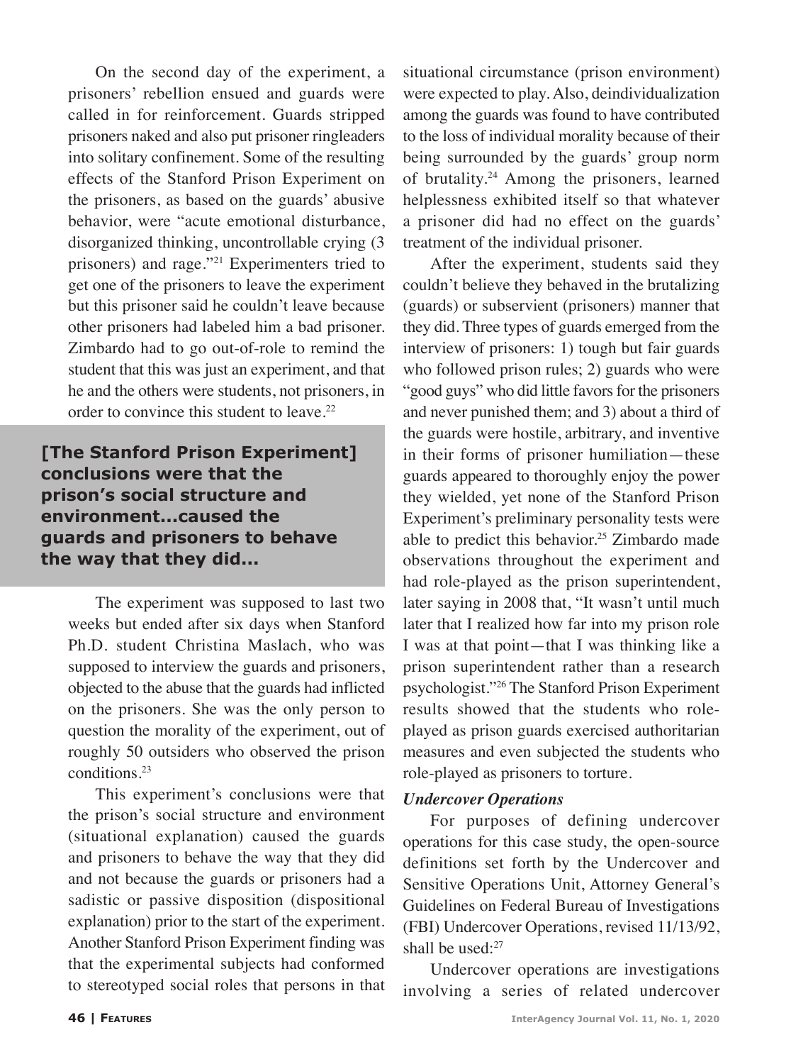On the second day of the experiment, a prisoners' rebellion ensued and guards were called in for reinforcement. Guards stripped prisoners naked and also put prisoner ringleaders into solitary confinement. Some of the resulting effects of the Stanford Prison Experiment on the prisoners, as based on the guards' abusive behavior, were "acute emotional disturbance, disorganized thinking, uncontrollable crying (3 prisoners) and rage."[21] Experimenters tried to get one of the prisoners to leave the experiment but this prisoner said he couldn't leave because other prisoners had labeled him a bad prisoner. Zimbardo had to go out-of-role to remind the student that this was just an experiment, and that he and the others were students, not prisoners, in order to convince this student to leave.[22]

**[The Stanford Prison Experiment] conclusions were that the prison's social structure and environment...caused the guards and prisoners to behave the way that they did...**

The experiment was supposed to last two weeks but ended after six days when Stanford Ph.D. student Christina Maslach, who was supposed to interview the guards and prisoners, objected to the abuse that the guards had inflicted on the prisoners. She was the only person to question the morality of the experiment, out of roughly 50 outsiders who observed the prison conditions.[23]

This experiment's conclusions were that the prison's social structure and environment (situational explanation) caused the guards and prisoners to behave the way that they did and not because the guards or prisoners had a sadistic or passive disposition (dispositional explanation) prior to the start of the experiment. Another Stanford Prison Experiment finding was that the experimental subjects had conformed to stereotyped social roles that persons in that situational circumstance (prison environment) were expected to play. Also, deindividualization among the guards was found to have contributed to the loss of individual morality because of their being surrounded by the guards' group norm of brutality.[24] Among the prisoners, learned helplessness exhibited itself so that whatever a prisoner did had no effect on the guards' treatment of the individual prisoner.

After the experiment, students said they couldn't believe they behaved in the brutalizing (guards) or subservient (prisoners) manner that they did. Three types of guards emerged from the interview of prisoners: 1) tough but fair guards who followed prison rules; 2) guards who were "good guys" who did little favors for the prisoners and never punished them; and 3) about a third of the guards were hostile, arbitrary, and inventive in their forms of prisoner humiliation—these guards appeared to thoroughly enjoy the power they wielded, yet none of the Stanford Prison Experiment's preliminary personality tests were able to predict this behavior.[25] Zimbardo made observations throughout the experiment and had role-played as the prison superintendent, later saying in 2008 that, "It wasn't until much later that I realized how far into my prison role I was at that point—that I was thinking like a prison superintendent rather than a research psychologist."[26] The Stanford Prison Experiment results showed that the students who role-played as prison guards exercised authoritarian measures and even subjected the students who role-played as prisoners to torture.

***Undercover Operations***

For purposes of defining undercover operations for this case study, the open-source definitions set forth by the Undercover and Sensitive Operations Unit, Attorney General's Guidelines on Federal Bureau of Investigations (FBI) Undercover Operations, revised 11/13/92, shall be used:[27]

Undercover operations are investigations involving a series of related undercover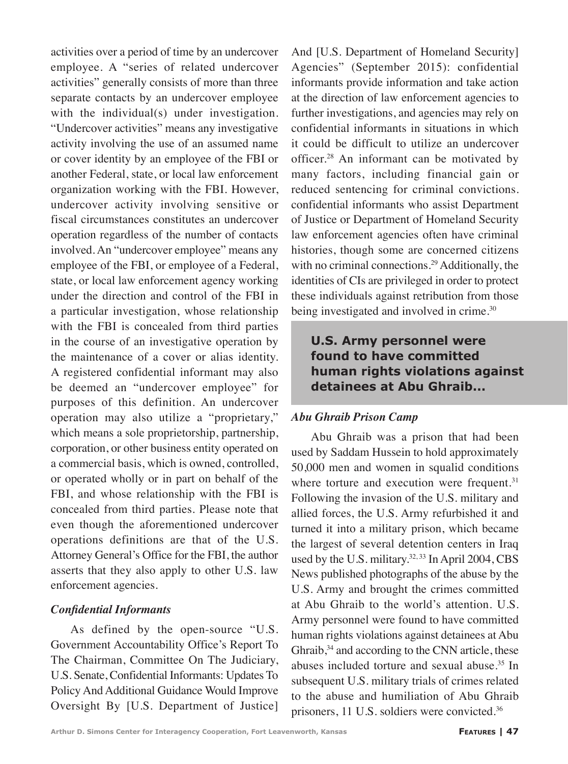activities over a period of time by an undercover employee. A "series of related undercover activities" generally consists of more than three separate contacts by an undercover employee with the individual(s) under investigation. "Undercover activities" means any investigative activity involving the use of an assumed name or cover identity by an employee of the FBI or another Federal, state, or local law enforcement organization working with the FBI. However, undercover activity involving sensitive or fiscal circumstances constitutes an undercover operation regardless of the number of contacts involved. An "undercover employee" means any employee of the FBI, or employee of a Federal, state, or local law enforcement agency working under the direction and control of the FBI in a particular investigation, whose relationship with the FBI is concealed from third parties in the course of an investigative operation by the maintenance of a cover or alias identity. A registered confidential informant may also be deemed an "undercover employee" for purposes of this definition. An undercover operation may also utilize a "proprietary," which means a sole proprietorship, partnership, corporation, or other business entity operated on a commercial basis, which is owned, controlled, or operated wholly or in part on behalf of the FBI, and whose relationship with the FBI is concealed from third parties. Please note that even though the aforementioned undercover operations definitions are that of the U.S. Attorney General's Office for the FBI, the author asserts that they also apply to other U.S. law enforcement agencies.

### *Confidential Informants*

As defined by the open-source "U.S. Government Accountability Office's Report To The Chairman, Committee On The Judiciary, U.S. Senate, Confidential Informants: Updates To Policy And Additional Guidance Would Improve Oversight By [U.S. Department of Justice] And [U.S. Department of Homeland Security] Agencies" (September 2015): confidential informants provide information and take action at the direction of law enforcement agencies to further investigations, and agencies may rely on confidential informants in situations in which it could be difficult to utilize an undercover officer.[28] An informant can be motivated by many factors, including financial gain or reduced sentencing for criminal convictions. confidential informants who assist Department of Justice or Department of Homeland Security law enforcement agencies often have criminal histories, though some are concerned citizens with no criminal connections.[29] Additionally, the identities of CIs are privileged in order to protect these individuals against retribution from those being investigated and involved in crime.[30]

> **U.S. Army personnel were found to have committed human rights violations against detainees at Abu Ghraib...**

### *Abu Ghraib Prison Camp*

Abu Ghraib was a prison that had been used by Saddam Hussein to hold approximately 50,000 men and women in squalid conditions where torture and execution were frequent.[31] Following the invasion of the U.S. military and allied forces, the U.S. Army refurbished it and turned it into a military prison, which became the largest of several detention centers in Iraq used by the U.S. military.[32, 33] In April 2004, CBS News published photographs of the abuse by the U.S. Army and brought the crimes committed at Abu Ghraib to the world's attention. U.S. Army personnel were found to have committed human rights violations against detainees at Abu Ghraib,[34] and according to the CNN article, these abuses included torture and sexual abuse.[35] In subsequent U.S. military trials of crimes related to the abuse and humiliation of Abu Ghraib prisoners, 11 U.S. soldiers were convicted.[36]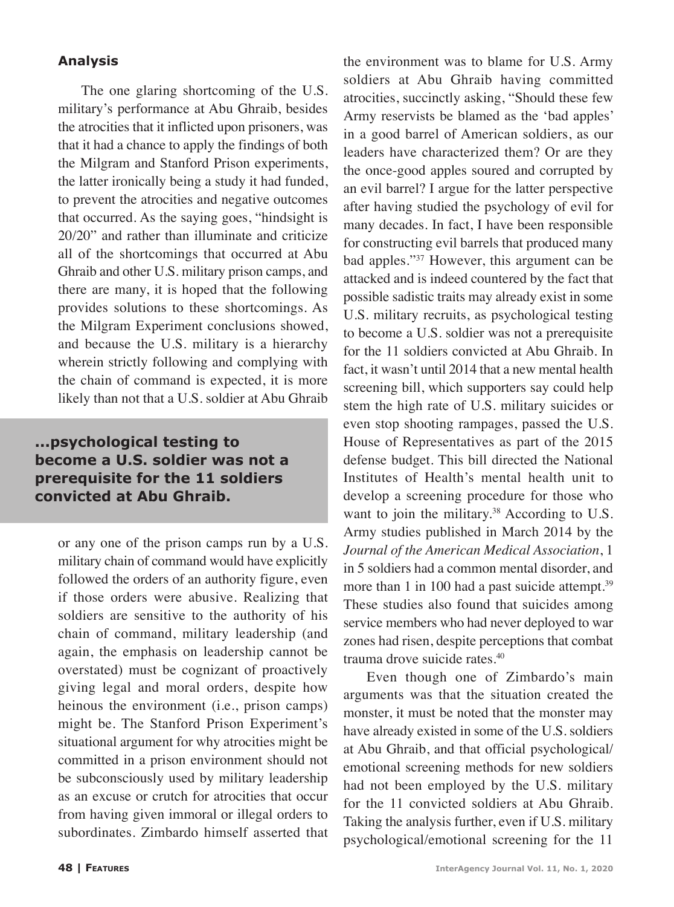## Analysis

The one glaring shortcoming of the U.S. military's performance at Abu Ghraib, besides the atrocities that it inflicted upon prisoners, was that it had a chance to apply the findings of both the Milgram and Stanford Prison experiments, the latter ironically being a study it had funded, to prevent the atrocities and negative outcomes that occurred. As the saying goes, "hindsight is 20/20" and rather than illuminate and criticize all of the shortcomings that occurred at Abu Ghraib and other U.S. military prison camps, and there are many, it is hoped that the following provides solutions to these shortcomings. As the Milgram Experiment conclusions showed, and because the U.S. military is a hierarchy wherein strictly following and complying with the chain of command is expected, it is more likely than not that a U.S. soldier at Abu Ghraib or any one of the prison camps run by a U.S. military chain of command would have explicitly followed the orders of an authority figure, even if those orders were abusive. Realizing that soldiers are sensitive to the authority of his chain of command, military leadership (and again, the emphasis on leadership cannot be overstated) must be cognizant of proactively giving legal and moral orders, despite how heinous the environment (i.e., prison camps) might be. The Stanford Prison Experiment's situational argument for why atrocities might be committed in a prison environment should not be subconsciously used by military leadership as an excuse or crutch for atrocities that occur from having given immoral or illegal orders to subordinates. Zimbardo himself asserted that the environment was to blame for U.S. Army soldiers at Abu Ghraib having committed atrocities, succinctly asking, "Should these few Army reservists be blamed as the 'bad apples' in a good barrel of American soldiers, as our leaders have characterized them? Or are they the once-good apples soured and corrupted by an evil barrel? I argue for the latter perspective after having studied the psychology of evil for many decades. In fact, I have been responsible for constructing evil barrels that produced many bad apples."[37] However, this argument can be attacked and is indeed countered by the fact that possible sadistic traits may already exist in some U.S. military recruits, as psychological testing to become a U.S. soldier was not a prerequisite for the 11 soldiers convicted at Abu Ghraib. In fact, it wasn't until 2014 that a new mental health screening bill, which supporters say could help stem the high rate of U.S. military suicides or even stop shooting rampages, passed the U.S. House of Representatives as part of the 2015 defense budget. This bill directed the National Institutes of Health's mental health unit to develop a screening procedure for those who want to join the military.[38] According to U.S. Army studies published in March 2014 by the *Journal of the American Medical Association*, 1 in 5 soldiers had a common mental disorder, and more than 1 in 100 had a past suicide attempt.[39] These studies also found that suicides among service members who had never deployed to war zones had risen, despite perceptions that combat trauma drove suicide rates.[40]

**...psychological testing to become a U.S. soldier was not a prerequisite for the 11 soldiers convicted at Abu Ghraib.**

Even though one of Zimbardo's main arguments was that the situation created the monster, it must be noted that the monster may have already existed in some of the U.S. soldiers at Abu Ghraib, and that official psychological/emotional screening methods for new soldiers had not been employed by the U.S. military for the 11 convicted soldiers at Abu Ghraib. Taking the analysis further, even if U.S. military psychological/emotional screening for the 11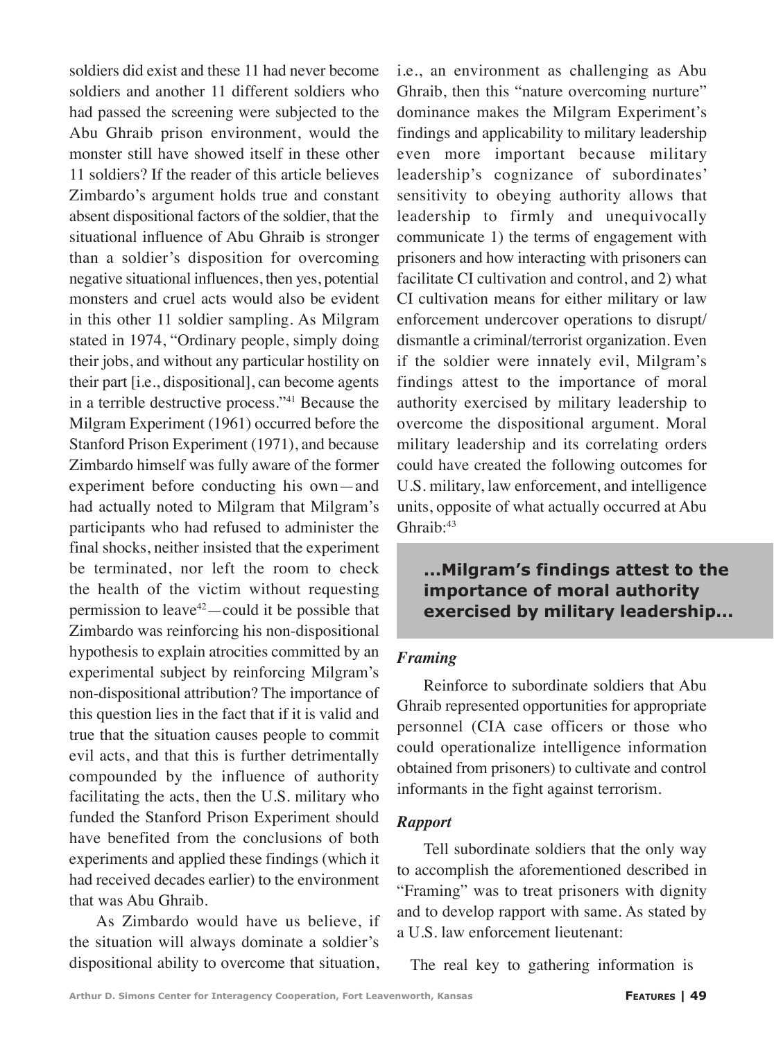soldiers did exist and these 11 had never become soldiers and another 11 different soldiers who had passed the screening were subjected to the Abu Ghraib prison environment, would the monster still have showed itself in these other 11 soldiers? If the reader of this article believes Zimbardo's argument holds true and constant absent dispositional factors of the soldier, that the situational influence of Abu Ghraib is stronger than a soldier's disposition for overcoming negative situational influences, then yes, potential monsters and cruel acts would also be evident in this other 11 soldier sampling. As Milgram stated in 1974, "Ordinary people, simply doing their jobs, and without any particular hostility on their part [i.e., dispositional], can become agents in a terrible destructive process."[41] Because the Milgram Experiment (1961) occurred before the Stanford Prison Experiment (1971), and because Zimbardo himself was fully aware of the former experiment before conducting his own—and had actually noted to Milgram that Milgram's participants who had refused to administer the final shocks, neither insisted that the experiment be terminated, nor left the room to check the health of the victim without requesting permission to leave[42]—could it be possible that Zimbardo was reinforcing his non-dispositional hypothesis to explain atrocities committed by an experimental subject by reinforcing Milgram's non-dispositional attribution? The importance of this question lies in the fact that if it is valid and true that the situation causes people to commit evil acts, and that this is further detrimentally compounded by the influence of authority facilitating the acts, then the U.S. military who funded the Stanford Prison Experiment should have benefited from the conclusions of both experiments and applied these findings (which it had received decades earlier) to the environment that was Abu Ghraib.

As Zimbardo would have us believe, if the situation will always dominate a soldier's dispositional ability to overcome that situation, i.e., an environment as challenging as Abu Ghraib, then this "nature overcoming nurture" dominance makes the Milgram Experiment's findings and applicability to military leadership even more important because military leadership's cognizance of subordinates' sensitivity to obeying authority allows that leadership to firmly and unequivocally communicate 1) the terms of engagement with prisoners and how interacting with prisoners can facilitate CI cultivation and control, and 2) what CI cultivation means for either military or law enforcement undercover operations to disrupt/dismantle a criminal/terrorist organization. Even if the soldier were innately evil, Milgram's findings attest to the importance of moral authority exercised by military leadership to overcome the dispositional argument. Moral military leadership and its correlating orders could have created the following outcomes for U.S. military, law enforcement, and intelligence units, opposite of what actually occurred at Abu Ghraib:[43]

**...Milgram's findings attest to the importance of moral authority exercised by military leadership...**

### *Framing*

Reinforce to subordinate soldiers that Abu Ghraib represented opportunities for appropriate personnel (CIA case officers or those who could operationalize intelligence information obtained from prisoners) to cultivate and control informants in the fight against terrorism.

### *Rapport*

Tell subordinate soldiers that the only way to accomplish the aforementioned described in "Framing" was to treat prisoners with dignity and to develop rapport with same. As stated by a U.S. law enforcement lieutenant:

The real key to gathering information is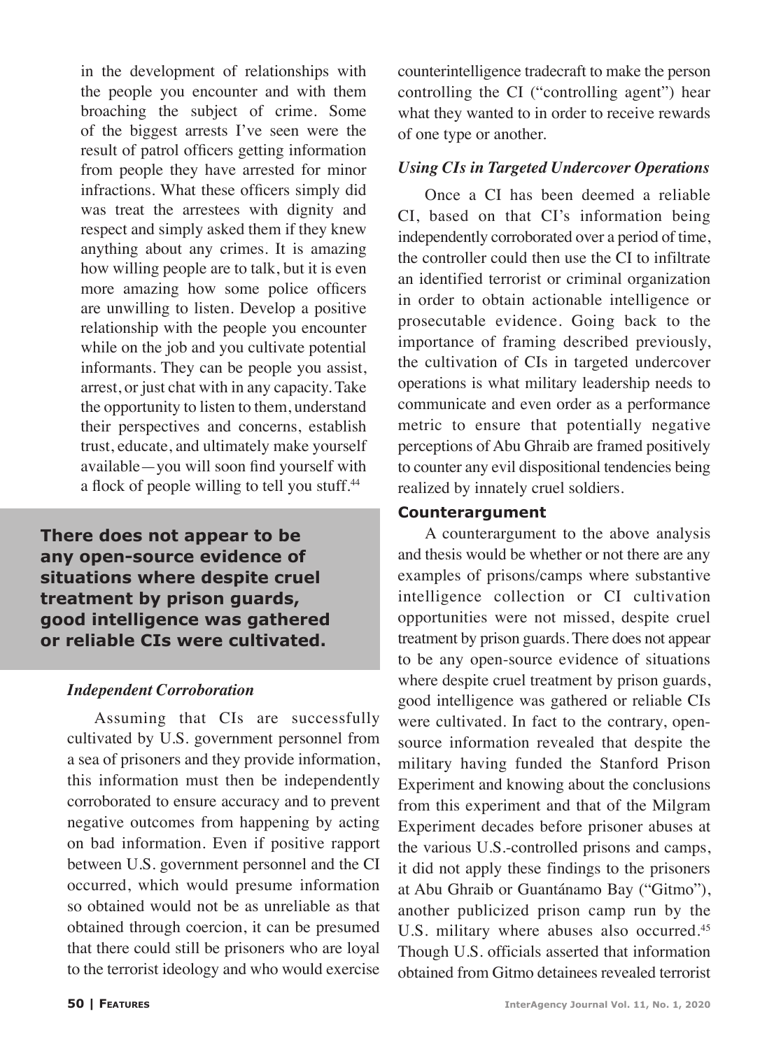in the development of relationships with the people you encounter and with them broaching the subject of crime. Some of the biggest arrests I've seen were the result of patrol officers getting information from people they have arrested for minor infractions. What these officers simply did was treat the arrestees with dignity and respect and simply asked them if they knew anything about any crimes. It is amazing how willing people are to talk, but it is even more amazing how some police officers are unwilling to listen. Develop a positive relationship with the people you encounter while on the job and you cultivate potential informants. They can be people you assist, arrest, or just chat with in any capacity. Take the opportunity to listen to them, understand their perspectives and concerns, establish trust, educate, and ultimately make yourself available—you will soon find yourself with a flock of people willing to tell you stuff.[44]

**There does not appear to be any open-source evidence of situations where despite cruel treatment by prison guards, good intelligence was gathered or reliable CIs were cultivated.**

### *Independent Corroboration*

Assuming that CIs are successfully cultivated by U.S. government personnel from a sea of prisoners and they provide information, this information must then be independently corroborated to ensure accuracy and to prevent negative outcomes from happening by acting on bad information. Even if positive rapport between U.S. government personnel and the CI occurred, which would presume information so obtained would not be as unreliable as that obtained through coercion, it can be presumed that there could still be prisoners who are loyal to the terrorist ideology and who would exercise counterintelligence tradecraft to make the person controlling the CI ("controlling agent") hear what they wanted to in order to receive rewards of one type or another.

### *Using CIs in Targeted Undercover Operations*

Once a CI has been deemed a reliable CI, based on that CI's information being independently corroborated over a period of time, the controller could then use the CI to infiltrate an identified terrorist or criminal organization in order to obtain actionable intelligence or prosecutable evidence. Going back to the importance of framing described previously, the cultivation of CIs in targeted undercover operations is what military leadership needs to communicate and even order as a performance metric to ensure that potentially negative perceptions of Abu Ghraib are framed positively to counter any evil dispositional tendencies being realized by innately cruel soldiers.

## Counterargument

A counterargument to the above analysis and thesis would be whether or not there are any examples of prisons/camps where substantive intelligence collection or CI cultivation opportunities were not missed, despite cruel treatment by prison guards. There does not appear to be any open-source evidence of situations where despite cruel treatment by prison guards, good intelligence was gathered or reliable CIs were cultivated. In fact to the contrary, open-source information revealed that despite the military having funded the Stanford Prison Experiment and knowing about the conclusions from this experiment and that of the Milgram Experiment decades before prisoner abuses at the various U.S.-controlled prisons and camps, it did not apply these findings to the prisoners at Abu Ghraib or Guantánamo Bay ("Gitmo"), another publicized prison camp run by the U.S. military where abuses also occurred.[45] Though U.S. officials asserted that information obtained from Gitmo detainees revealed terrorist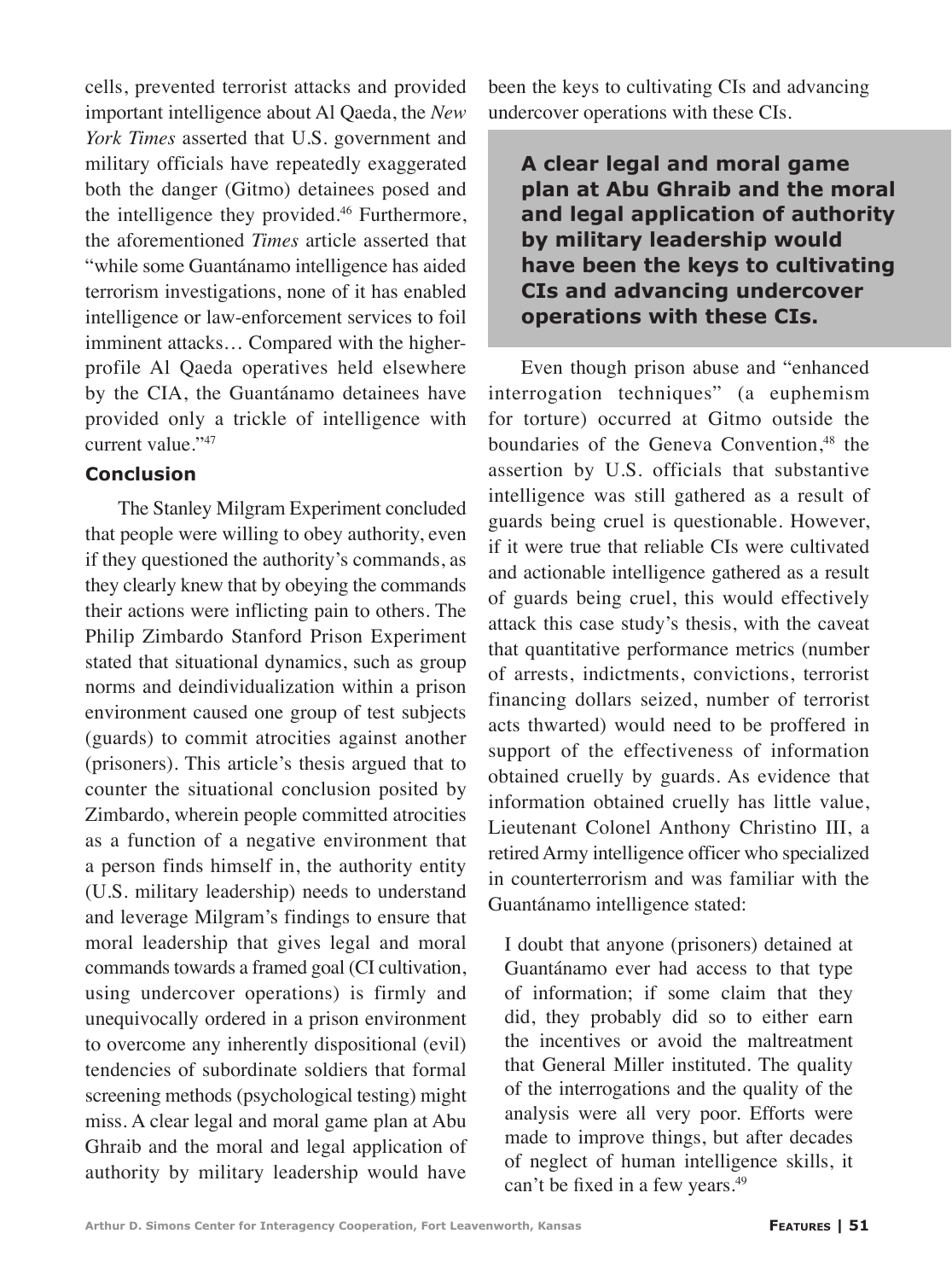cells, prevented terrorist attacks and provided important intelligence about Al Qaeda, the *New York Times* asserted that U.S. government and military officials have repeatedly exaggerated both the danger (Gitmo) detainees posed and the intelligence they provided.[46] Furthermore, the aforementioned *Times* article asserted that "while some Guantánamo intelligence has aided terrorism investigations, none of it has enabled intelligence or law-enforcement services to foil imminent attacks… Compared with the higher-profile Al Qaeda operatives held elsewhere by the CIA, the Guantánamo detainees have provided only a trickle of intelligence with current value."[47]

### Conclusion

The Stanley Milgram Experiment concluded that people were willing to obey authority, even if they questioned the authority's commands, as they clearly knew that by obeying the commands their actions were inflicting pain to others. The Philip Zimbardo Stanford Prison Experiment stated that situational dynamics, such as group norms and deindividualization within a prison environment caused one group of test subjects (guards) to commit atrocities against another (prisoners). This article's thesis argued that to counter the situational conclusion posited by Zimbardo, wherein people committed atrocities as a function of a negative environment that a person finds himself in, the authority entity (U.S. military leadership) needs to understand and leverage Milgram's findings to ensure that moral leadership that gives legal and moral commands towards a framed goal (CI cultivation, using undercover operations) is firmly and unequivocally ordered in a prison environment to overcome any inherently dispositional (evil) tendencies of subordinate soldiers that formal screening methods (psychological testing) might miss. A clear legal and moral game plan at Abu Ghraib and the moral and legal application of authority by military leadership would have been the keys to cultivating CIs and advancing undercover operations with these CIs.

> **A clear legal and moral game plan at Abu Ghraib and the moral and legal application of authority by military leadership would have been the keys to cultivating CIs and advancing undercover operations with these CIs.**

Even though prison abuse and "enhanced interrogation techniques" (a euphemism for torture) occurred at Gitmo outside the boundaries of the Geneva Convention,[48] the assertion by U.S. officials that substantive intelligence was still gathered as a result of guards being cruel is questionable. However, if it were true that reliable CIs were cultivated and actionable intelligence gathered as a result of guards being cruel, this would effectively attack this case study's thesis, with the caveat that quantitative performance metrics (number of arrests, indictments, convictions, terrorist financing dollars seized, number of terrorist acts thwarted) would need to be proffered in support of the effectiveness of information obtained cruelly by guards. As evidence that information obtained cruelly has little value, Lieutenant Colonel Anthony Christino III, a retired Army intelligence officer who specialized in counterterrorism and was familiar with the Guantánamo intelligence stated:

> I doubt that anyone (prisoners) detained at Guantánamo ever had access to that type of information; if some claim that they did, they probably did so to either earn the incentives or avoid the maltreatment that General Miller instituted. The quality of the interrogations and the quality of the analysis were all very poor. Efforts were made to improve things, but after decades of neglect of human intelligence skills, it can't be fixed in a few years.[49]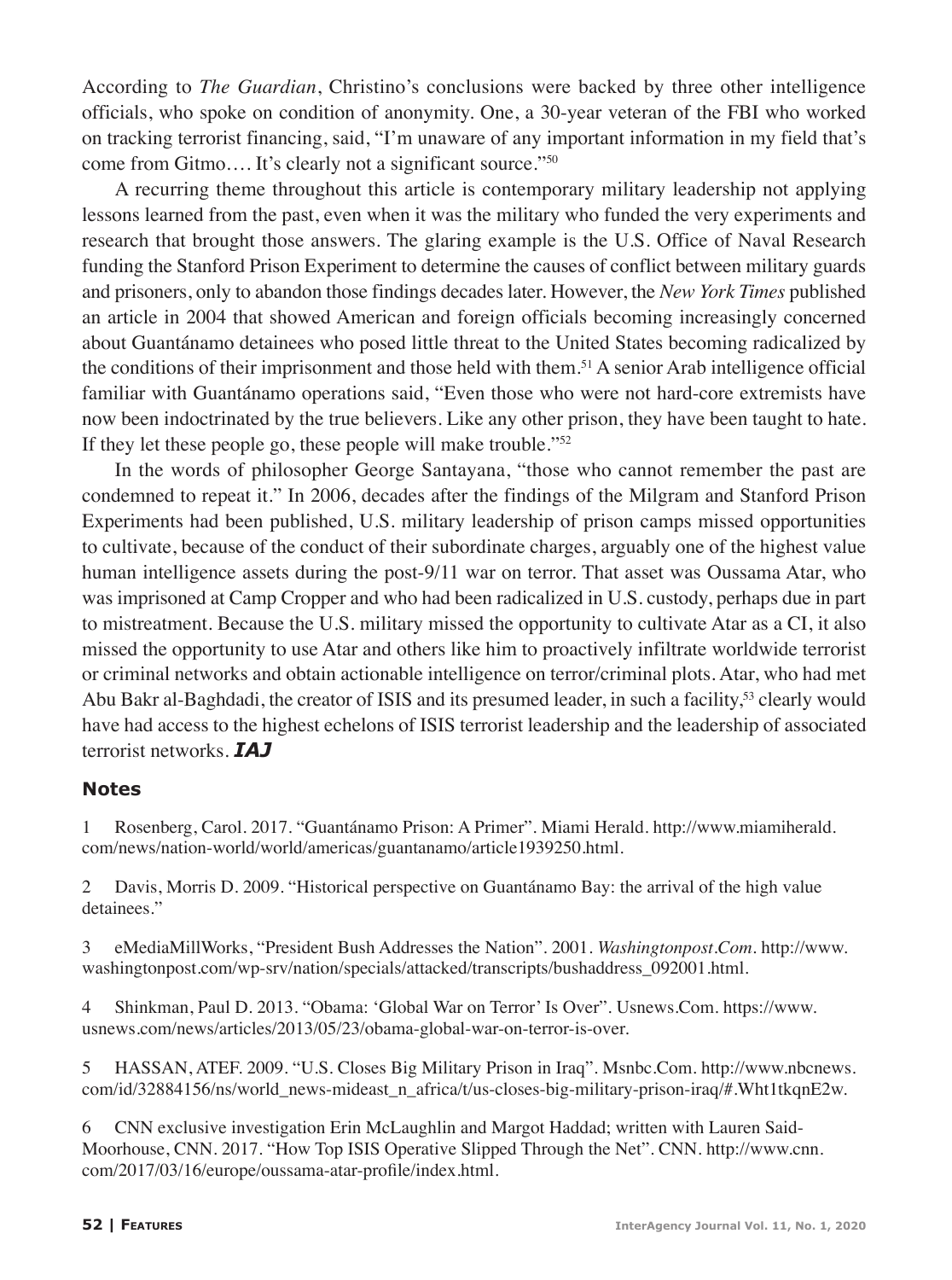According to *The Guardian*, Christino's conclusions were backed by three other intelligence officials, who spoke on condition of anonymity. One, a 30-year veteran of the FBI who worked on tracking terrorist financing, said, "I'm unaware of any important information in my field that's come from Gitmo.... It's clearly not a significant source."[50]

A recurring theme throughout this article is contemporary military leadership not applying lessons learned from the past, even when it was the military who funded the very experiments and research that brought those answers. The glaring example is the U.S. Office of Naval Research funding the Stanford Prison Experiment to determine the causes of conflict between military guards and prisoners, only to abandon those findings decades later. However, the *New York Times* published an article in 2004 that showed American and foreign officials becoming increasingly concerned about Guantánamo detainees who posed little threat to the United States becoming radicalized by the conditions of their imprisonment and those held with them.[51] A senior Arab intelligence official familiar with Guantánamo operations said, "Even those who were not hard-core extremists have now been indoctrinated by the true believers. Like any other prison, they have been taught to hate. If they let these people go, these people will make trouble."[52]

In the words of philosopher George Santayana, "those who cannot remember the past are condemned to repeat it." In 2006, decades after the findings of the Milgram and Stanford Prison Experiments had been published, U.S. military leadership of prison camps missed opportunities to cultivate, because of the conduct of their subordinate charges, arguably one of the highest value human intelligence assets during the post-9/11 war on terror. That asset was Oussama Atar, who was imprisoned at Camp Cropper and who had been radicalized in U.S. custody, perhaps due in part to mistreatment. Because the U.S. military missed the opportunity to cultivate Atar as a CI, it also missed the opportunity to use Atar and others like him to proactively infiltrate worldwide terrorist or criminal networks and obtain actionable intelligence on terror/criminal plots. Atar, who had met Abu Bakr al-Baghdadi, the creator of ISIS and its presumed leader, in such a facility,[53] clearly would have had access to the highest echelons of ISIS terrorist leadership and the leadership of associated terrorist networks. ***IAJ***

## Notes

1 Rosenberg, Carol. 2017. "Guantánamo Prison: A Primer". Miami Herald. http://www.miamiherald.com/news/nation-world/world/americas/guantanamo/article1939250.html.

2 Davis, Morris D. 2009. "Historical perspective on Guantánamo Bay: the arrival of the high value detainees."

3 eMediaMillWorks, "President Bush Addresses the Nation". 2001. *Washingtonpost.Com*. http://www.washingtonpost.com/wp-srv/nation/specials/attacked/transcripts/bushaddress_092001.html.

4 Shinkman, Paul D. 2013. "Obama: 'Global War on Terror' Is Over". Usnews.Com. https://www.usnews.com/news/articles/2013/05/23/obama-global-war-on-terror-is-over.

5 HASSAN, ATEF. 2009. "U.S. Closes Big Military Prison in Iraq". Msnbc.Com. http://www.nbcnews.com/id/32884156/ns/world_news-mideast_n_africa/t/us-closes-big-military-prison-iraq/#.Wht1tkqnE2w.

6 CNN exclusive investigation Erin McLaughlin and Margot Haddad; written with Lauren Said-Moorhouse, CNN. 2017. "How Top ISIS Operative Slipped Through the Net". CNN. http://www.cnn.com/2017/03/16/europe/oussama-atar-profile/index.html.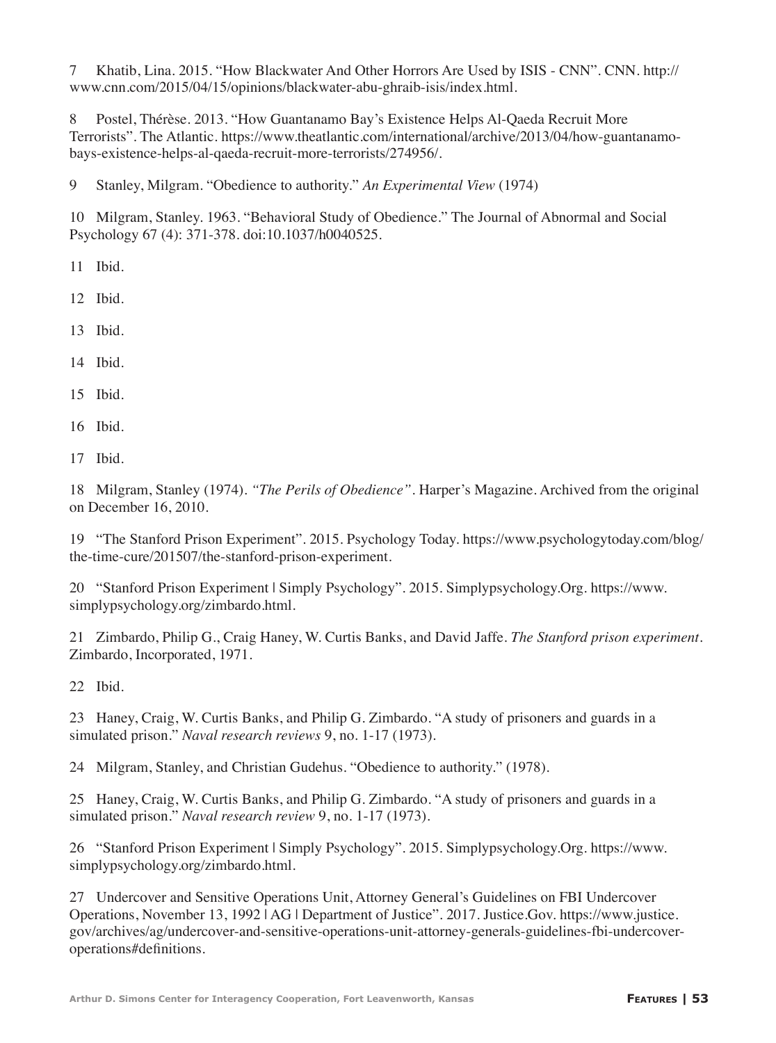7 Khatib, Lina. 2015. "How Blackwater And Other Horrors Are Used by ISIS - CNN". CNN. http://www.cnn.com/2015/04/15/opinions/blackwater-abu-ghraib-isis/index.html.

8 Postel, Thérèse. 2013. "How Guantanamo Bay's Existence Helps Al-Qaeda Recruit More Terrorists". The Atlantic. https://www.theatlantic.com/international/archive/2013/04/how-guantanamo-bays-existence-helps-al-qaeda-recruit-more-terrorists/274956/.

9 Stanley, Milgram. "Obedience to authority." *An Experimental View* (1974)

10 Milgram, Stanley. 1963. "Behavioral Study of Obedience." The Journal of Abnormal and Social Psychology 67 (4): 371-378. doi:10.1037/h0040525.

11 Ibid.

12 Ibid.

13 Ibid.

14 Ibid.

15 Ibid.

16 Ibid.

17 Ibid.

18 Milgram, Stanley (1974). *"The Perils of Obedience"*. Harper's Magazine. Archived from the original on December 16, 2010.

19 "The Stanford Prison Experiment". 2015. Psychology Today. https://www.psychologytoday.com/blog/the-time-cure/201507/the-stanford-prison-experiment.

20 "Stanford Prison Experiment | Simply Psychology". 2015. Simplypsychology.Org. https://www.simplypsychology.org/zimbardo.html.

21 Zimbardo, Philip G., Craig Haney, W. Curtis Banks, and David Jaffe. *The Stanford prison experiment*. Zimbardo, Incorporated, 1971.

22 Ibid.

23 Haney, Craig, W. Curtis Banks, and Philip G. Zimbardo. "A study of prisoners and guards in a simulated prison." *Naval research reviews* 9, no. 1-17 (1973).

24 Milgram, Stanley, and Christian Gudehus. "Obedience to authority." (1978).

25 Haney, Craig, W. Curtis Banks, and Philip G. Zimbardo. "A study of prisoners and guards in a simulated prison." *Naval research review* 9, no. 1-17 (1973).

26 "Stanford Prison Experiment | Simply Psychology". 2015. Simplypsychology.Org. https://www.simplypsychology.org/zimbardo.html.

27 Undercover and Sensitive Operations Unit, Attorney General's Guidelines on FBI Undercover Operations, November 13, 1992 | AG | Department of Justice". 2017. Justice.Gov. https://www.justice.gov/archives/ag/undercover-and-sensitive-operations-unit-attorney-generals-guidelines-fbi-undercover-operations#definitions.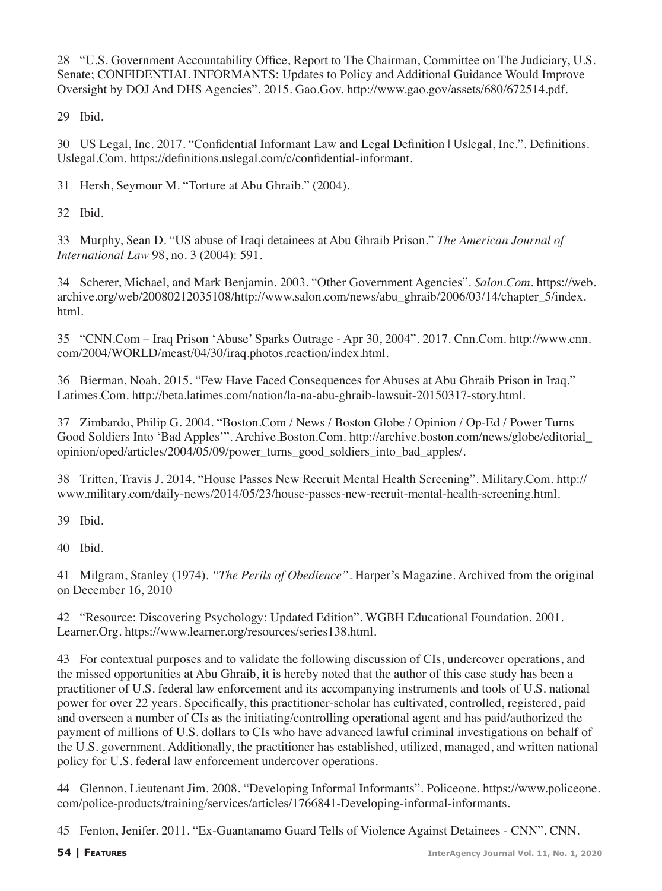28 "U.S. Government Accountability Office, Report to The Chairman, Committee on The Judiciary, U.S. Senate; CONFIDENTIAL INFORMANTS: Updates to Policy and Additional Guidance Would Improve Oversight by DOJ And DHS Agencies". 2015. Gao.Gov. http://www.gao.gov/assets/680/672514.pdf.

29 Ibid.

30 US Legal, Inc. 2017. "Confidential Informant Law and Legal Definition | Uslegal, Inc.". Definitions. Uslegal.Com. https://definitions.uslegal.com/c/confidential-informant.

31 Hersh, Seymour M. "Torture at Abu Ghraib." (2004).

32 Ibid.

33 Murphy, Sean D. "US abuse of Iraqi detainees at Abu Ghraib Prison." *The American Journal of International Law* 98, no. 3 (2004): 591.

34 Scherer, Michael, and Mark Benjamin. 2003. "Other Government Agencies". *Salon.Com*. https://web.archive.org/web/20080212035108/http://www.salon.com/news/abu_ghraib/2006/03/14/chapter_5/index.html.

35 "CNN.Com – Iraq Prison 'Abuse' Sparks Outrage - Apr 30, 2004". 2017. Cnn.Com. http://www.cnn.com/2004/WORLD/meast/04/30/iraq.photos.reaction/index.html.

36 Bierman, Noah. 2015. "Few Have Faced Consequences for Abuses at Abu Ghraib Prison in Iraq." Latimes.Com. http://beta.latimes.com/nation/la-na-abu-ghraib-lawsuit-20150317-story.html.

37 Zimbardo, Philip G. 2004. "Boston.Com / News / Boston Globe / Opinion / Op-Ed / Power Turns Good Soldiers Into 'Bad Apples'". Archive.Boston.Com. http://archive.boston.com/news/globe/editorial_opinion/oped/articles/2004/05/09/power_turns_good_soldiers_into_bad_apples/.

38 Tritten, Travis J. 2014. "House Passes New Recruit Mental Health Screening". Military.Com. http://www.military.com/daily-news/2014/05/23/house-passes-new-recruit-mental-health-screening.html.

39 Ibid.

40 Ibid.

41 Milgram, Stanley (1974). *"The Perils of Obedience"*. Harper's Magazine. Archived from the original on December 16, 2010

42 "Resource: Discovering Psychology: Updated Edition". WGBH Educational Foundation. 2001. Learner.Org. https://www.learner.org/resources/series138.html.

43 For contextual purposes and to validate the following discussion of CIs, undercover operations, and the missed opportunities at Abu Ghraib, it is hereby noted that the author of this case study has been a practitioner of U.S. federal law enforcement and its accompanying instruments and tools of U.S. national power for over 22 years. Specifically, this practitioner-scholar has cultivated, controlled, registered, paid and overseen a number of CIs as the initiating/controlling operational agent and has paid/authorized the payment of millions of U.S. dollars to CIs who have advanced lawful criminal investigations on behalf of the U.S. government. Additionally, the practitioner has established, utilized, managed, and written national policy for U.S. federal law enforcement undercover operations.

44 Glennon, Lieutenant Jim. 2008. "Developing Informal Informants". Policeone. https://www.policeone.com/police-products/training/services/articles/1766841-Developing-informal-informants.

45 Fenton, Jenifer. 2011. "Ex-Guantanamo Guard Tells of Violence Against Detainees - CNN". CNN.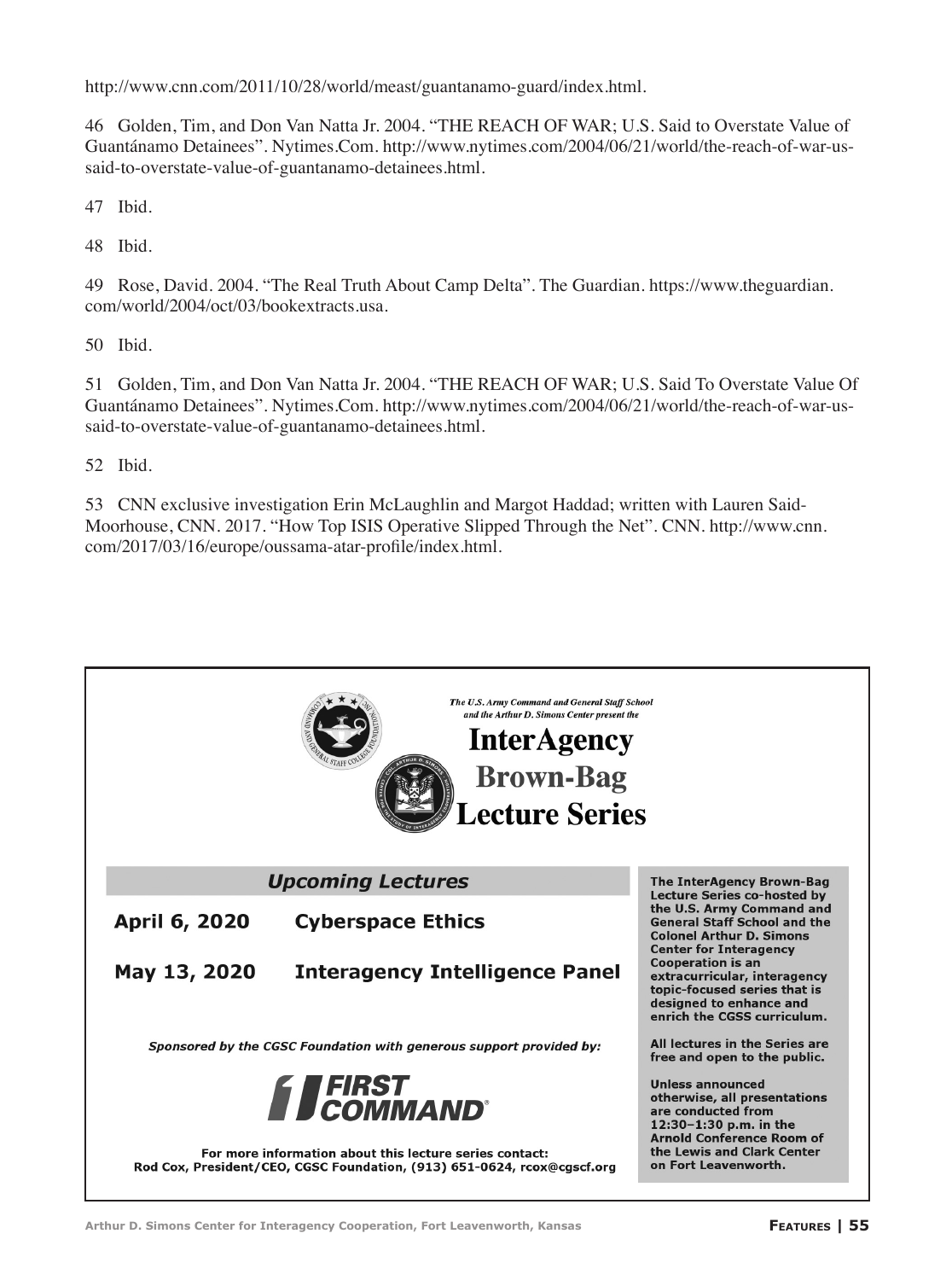http://www.cnn.com/2011/10/28/world/meast/guantanamo-guard/index.html.

46 Golden, Tim, and Don Van Natta Jr. 2004. "THE REACH OF WAR; U.S. Said to Overstate Value of Guantánamo Detainees". Nytimes.Com. http://www.nytimes.com/2004/06/21/world/the-reach-of-war-us-said-to-overstate-value-of-guantanamo-detainees.html.

47 Ibid.

48 Ibid.

49 Rose, David. 2004. "The Real Truth About Camp Delta". The Guardian. https://www.theguardian.com/world/2004/oct/03/bookextracts.usa.

50 Ibid.

51 Golden, Tim, and Don Van Natta Jr. 2004. "THE REACH OF WAR; U.S. Said To Overstate Value Of Guantánamo Detainees". Nytimes.Com. http://www.nytimes.com/2004/06/21/world/the-reach-of-war-us-said-to-overstate-value-of-guantanamo-detainees.html.

52 Ibid.

53 CNN exclusive investigation Erin McLaughlin and Margot Haddad; written with Lauren Said-Moorhouse, CNN. 2017. "How Top ISIS Operative Slipped Through the Net". CNN. http://www.cnn.com/2017/03/16/europe/oussama-atar-profile/index.html.

*The U.S. Army Command and General Staff School and the Arthur D. Simons Center present the*

# InterAgency Brown-Bag Lecture Series

### *Upcoming Lectures*

**April 6, 2020 Cyberspace Ethics**

**May 13, 2020 Interagency Intelligence Panel**

***Sponsored by the CGSC Foundation with generous support provided by:***

**FIRST COMMAND**

**For more information about this lecture series contact:**
**Rod Cox, President/CEO, CGSC Foundation, (913) 651-0624, rcox@cgscf.org**

**The InterAgency Brown-Bag Lecture Series co-hosted by the U.S. Army Command and General Staff School and the Colonel Arthur D. Simons Center for Interagency Cooperation is an extracurricular, interagency topic-focused series that is designed to enhance and enrich the CGSS curriculum.**

**All lectures in the Series are free and open to the public.**

**Unless announced otherwise, all presentations are conducted from 12:30–1:30 p.m. in the Arnold Conference Room of the Lewis and Clark Center on Fort Leavenworth.**